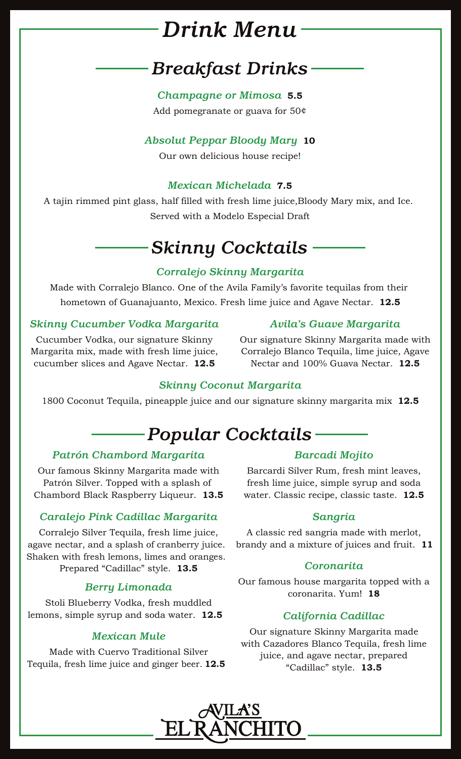# Drink Menu

## Breakfast Drinks

### *Champagne or Mimosa* **5.5**

Add pomegranate or guava for 50¢

### *Absolut Peppar Bloody Mary* **10**

Our own delicious house recipe!

### *Mexican Michelada* **7.5**

A tajin rimmed pint glass, half filled with fresh lime juice,Bloody Mary mix, and Ice. Served with a Modelo Especial Draft

## Skinny Cocktails

### *Corralejo Skinny Margarita*

Made with Corralejo Blanco. One of the Avila Family's favorite tequilas from their hometown of Guanajuanto, Mexico. Fresh lime juice and Agave Nectar. **12.5**

### *Skinny Cucumber Vodka Margarita*

Cucumber Vodka, our signature Skinny Margarita mix, made with fresh lime juice, cucumber slices and Agave Nectar. **12.5**

### *Avila's Guave Margarita*

Our signature Skinny Margarita made with Corralejo Blanco Tequila, lime juice, Agave Nectar and 100% Guava Nectar. **12.5**

### *Skinny Coconut Margarita*

1800 Coconut Tequila, pineapple juice and our signature skinny margarita mix **12.5**

## Popular Cocktails

### *Patrón Chambord Margarita*

Our famous Skinny Margarita made with Patrón Silver. Topped with a splash of Chambord Black Raspberry Liqueur. **13.5**

### *Caralejo Pink Cadillac Margarita*

Corralejo Silver Tequila, fresh lime juice, agave nectar, and a splash of cranberry juice. Shaken with fresh lemons, limes and oranges. Prepared "Cadillac" style. **13.5**

### *Berry Limonada*

Stoli Blueberry Vodka, fresh muddled lemons, simple syrup and soda water. **12.5**

### *Mexican Mule*

Made with Cuervo Traditional Silver Tequila, fresh lime juice and ginger beer. **12.5**

### *Barcadi Mojito*

Barcardi Silver Rum, fresh mint leaves, fresh lime juice, simple syrup and soda water. Classic recipe, classic taste. **12.5**

### *Sangria*

A classic red sangria made with merlot, brandy and a mixture of juices and fruit. **11**

### *Coronarita*

Our famous house margarita topped with a coronarita. Yum! **18**

### *California Cadillac*

Our signature Skinny Margarita made with Cazadores Blanco Tequila, fresh lime juice, and agave nectar, prepared "Cadillac" style. **13.5**

AVILA'S EL RANCHITO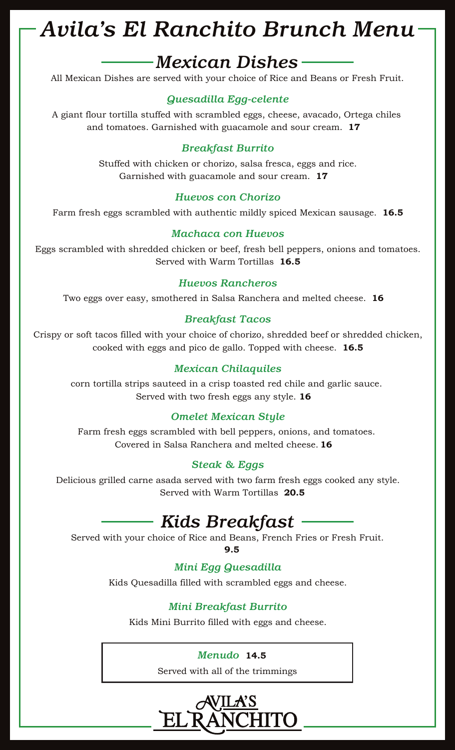# Avila's El Ranchito Brunch Menu

## Mexican Dishes

All Mexican Dishes are served with your choice of Rice and Beans or Fresh Fruit.

### *Quesadilla Egg-celente*

A giant flour tortilla stuffed with scrambled eggs, cheese, avacado, Ortega chiles and tomatoes. Garnished with guacamole and sour cream. **17**

### *Breakfast Burrito*

Stuffed with chicken or chorizo, salsa fresca, eggs and rice. Garnished with guacamole and sour cream. **17**

### *Huevos con Chorizo*

Farm fresh eggs scrambled with authentic mildly spiced Mexican sausage. **16.5**

### *Machaca con Huevos*

Eggs scrambled with shredded chicken or beef, fresh bell peppers, onions and tomatoes. Served with Warm Tortillas **16.5**

### *Huevos Rancheros*

Two eggs over easy, smothered in Salsa Ranchera and melted cheese. **16**

### *Breakfast Tacos*

Crispy or soft tacos filled with your choice of chorizo, shredded beef or shredded chicken, cooked with eggs and pico de gallo. Topped with cheese. **16.5**

### *Mexican Chilaquiles*

corn tortilla strips sauteed in a crisp toasted red chile and garlic sauce. Served with two fresh eggs any style. **16**

### *Omelet Mexican Style*

Farm fresh eggs scrambled with bell peppers, onions, and tomatoes. Covered in Salsa Ranchera and melted cheese. **16**

### *Steak & Eggs*

Delicious grilled carne asada served with two farm fresh eggs cooked any style. Served with Warm Tortillas **20.5**

## Kids Breakfast

Served with your choice of Rice and Beans, French Fries or Fresh Fruit.
**9.5**

### *Mini Egg Quesadilla*

Kids Quesadilla filled with scrambled eggs and cheese.

### *Mini Breakfast Burrito*

Kids Mini Burrito filled with eggs and cheese.

### *Menudo* **14.5**

Served with all of the trimmings

AVILA'S EL RANCHITO